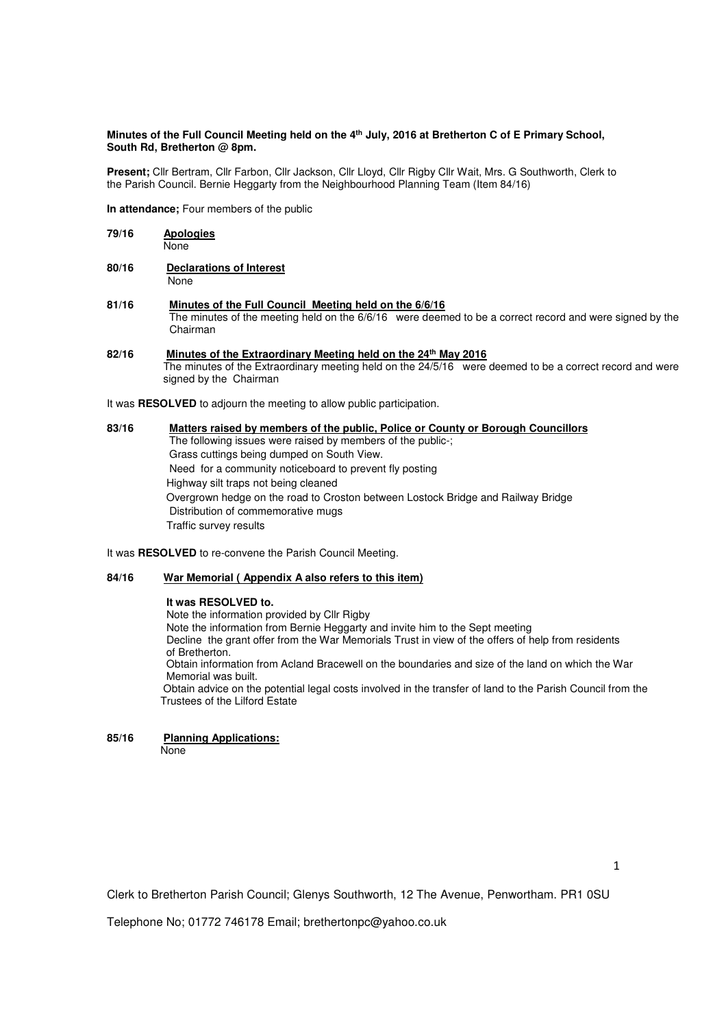**Minutes of the Full Council Meeting held on the 4th July, 2016 at Bretherton C of E Primary School, South Rd, Bretherton @ 8pm.**

**Present;** Cllr Bertram, Cllr Farbon, Cllr Jackson, Cllr Lloyd, Cllr Rigby Cllr Wait, Mrs. G Southworth, Clerk to the Parish Council. Bernie Heggarty from the Neighbourhood Planning Team (Item 84/16)

**In attendance;** Four members of the public

**79/16** **Apologies**

None

**80/16** **Declarations of Interest**

None

**81/16** **Minutes of the Full Council Meeting held on the 6/6/16**

The minutes of the meeting held on the 6/6/16 were deemed to be a correct record and were signed by the Chairman

**82/16** **Minutes of the Extraordinary Meeting held on the 24th May 2016**

The minutes of the Extraordinary meeting held on the 24/5/16 were deemed to be a correct record and were signed by the Chairman

It was **RESOLVED** to adjourn the meeting to allow public participation.

**83/16** **Matters raised by members of the public, Police or County or Borough Councillors**

The following issues were raised by members of the public-;

Grass cuttings being dumped on South View.

Need for a community noticeboard to prevent fly posting

Highway silt traps not being cleaned

Overgrown hedge on the road to Croston between Lostock Bridge and Railway Bridge

Distribution of commemorative mugs

Traffic survey results

It was **RESOLVED** to re-convene the Parish Council Meeting.

**84/16** **War Memorial ( Appendix A also refers to this item)**

**It was RESOLVED to.**

Note the information provided by Cllr Rigby

Note the information from Bernie Heggarty and invite him to the Sept meeting

Decline the grant offer from the War Memorials Trust in view of the offers of help from residents of Bretherton.

Obtain information from Acland Bracewell on the boundaries and size of the land on which the War Memorial was built.

Obtain advice on the potential legal costs involved in the transfer of land to the Parish Council from the Trustees of the Lilford Estate

**85/16** **Planning Applications:**

None

Clerk to Bretherton Parish Council; Glenys Southworth, 12 The Avenue, Penwortham. PR1 0SU

Telephone No; 01772 746178 Email; brethertonpc@yahoo.co.uk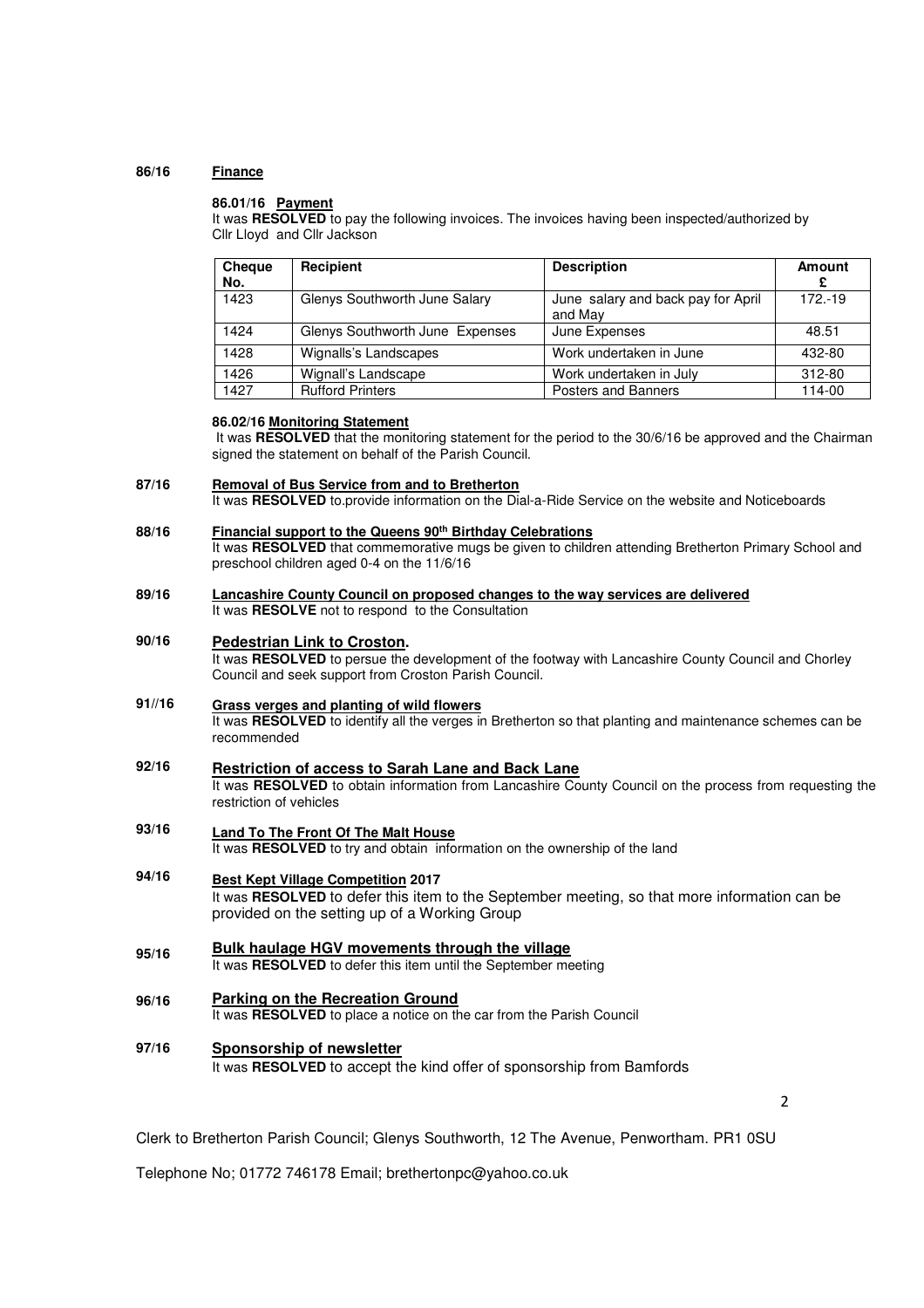**86/16** **Finance**

**86.01/16 Payment**

It was **RESOLVED** to pay the following invoices. The invoices having been inspected/authorized by Cllr Lloyd and Cllr Jackson

| Cheque No. | Recipient | Description | Amount £ |
|---|---|---|---|
| 1423 | Glenys Southworth June Salary | June salary and back pay for April and May | 172.-19 |
| 1424 | Glenys Southworth June Expenses | June Expenses | 48.51 |
| 1428 | Wignalls's Landscapes | Work undertaken in June | 432-80 |
| 1426 | Wignall's Landscape | Work undertaken in July | 312-80 |
| 1427 | Rufford Printers | Posters and Banners | 114-00 |

**86.02/16 Monitoring Statement**

It was **RESOLVED** that the monitoring statement for the period to the 30/6/16 be approved and the Chairman signed the statement on behalf of the Parish Council.

**87/16** **Removal of Bus Service from and to Bretherton**

It was **RESOLVED** to.provide information on the Dial-a-Ride Service on the website and Noticeboards

**88/16** **Financial support to the Queens 90th Birthday Celebrations**

It was **RESOLVED** that commemorative mugs be given to children attending Bretherton Primary School and preschool children aged 0-4 on the 11/6/16

**89/16** **Lancashire County Council on proposed changes to the way services are delivered**

It was **RESOLVE** not to respond to the Consultation

**90/16** **Pedestrian Link to Croston.**

It was **RESOLVED** to persue the development of the footway with Lancashire County Council and Chorley Council and seek support from Croston Parish Council.

**91//16** **Grass verges and planting of wild flowers**

It was **RESOLVED** to identify all the verges in Bretherton so that planting and maintenance schemes can be recommended

**92/16** **Restriction of access to Sarah Lane and Back Lane**

It was **RESOLVED** to obtain information from Lancashire County Council on the process from requesting the restriction of vehicles

**93/16** **Land To The Front Of The Malt House**

It was **RESOLVED** to try and obtain information on the ownership of the land

**94/16** **Best Kept Village Competition 2017**

It was **RESOLVED** to defer this item to the September meeting, so that more information can be provided on the setting up of a Working Group

**95/16** **Bulk haulage HGV movements through the village**

It was **RESOLVED** to defer this item until the September meeting

**96/16** **Parking on the Recreation Ground**

It was **RESOLVED** to place a notice on the car from the Parish Council

**97/16** **Sponsorship of newsletter**

It was **RESOLVED** to accept the kind offer of sponsorship from Bamfords

Clerk to Bretherton Parish Council; Glenys Southworth, 12 The Avenue, Penwortham. PR1 0SU

Telephone No; 01772 746178 Email; brethertonpc@yahoo.co.uk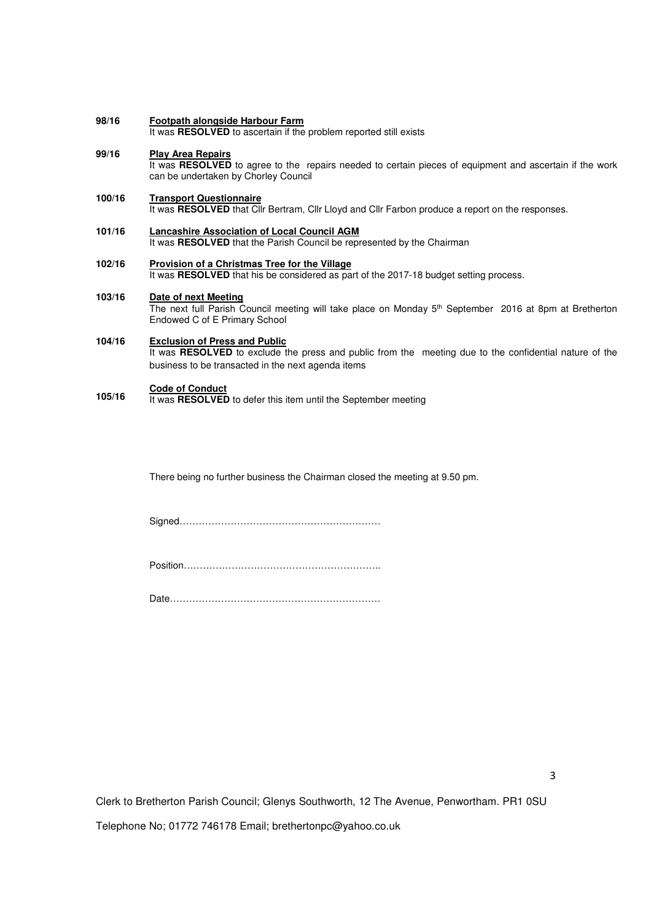**98/16** **Footpath alongside Harbour Farm**
It was **RESOLVED** to ascertain if the problem reported still exists

**99/16** **Play Area Repairs**
It was **RESOLVED** to agree to the repairs needed to certain pieces of equipment and ascertain if the work can be undertaken by Chorley Council

**100/16** **Transport Questionnaire**
It was **RESOLVED** that Cllr Bertram, Cllr Lloyd and Cllr Farbon produce a report on the responses.

**101/16** **Lancashire Association of Local Council AGM**
It was **RESOLVED** that the Parish Council be represented by the Chairman

**102/16** **Provision of a Christmas Tree for the Village**
It was **RESOLVED** that his be considered as part of the 2017-18 budget setting process.

**103/16** **Date of next Meeting**
The next full Parish Council meeting will take place on Monday 5th September 2016 at 8pm at Bretherton Endowed C of E Primary School

**104/16** **Exclusion of Press and Public**
It was **RESOLVED** to exclude the press and public from the meeting due to the confidential nature of the business to be transacted in the next agenda items

**105/16** **Code of Conduct**
It was **RESOLVED** to defer this item until the September meeting

There being no further business the Chairman closed the meeting at 9.50 pm.

Signed……………………………………………………

Position……………………………………………………..

Date…………………………………………………………

Clerk to Bretherton Parish Council; Glenys Southworth, 12 The Avenue, Penwortham. PR1 0SU

Telephone No; 01772 746178 Email; brethertonpc@yahoo.co.uk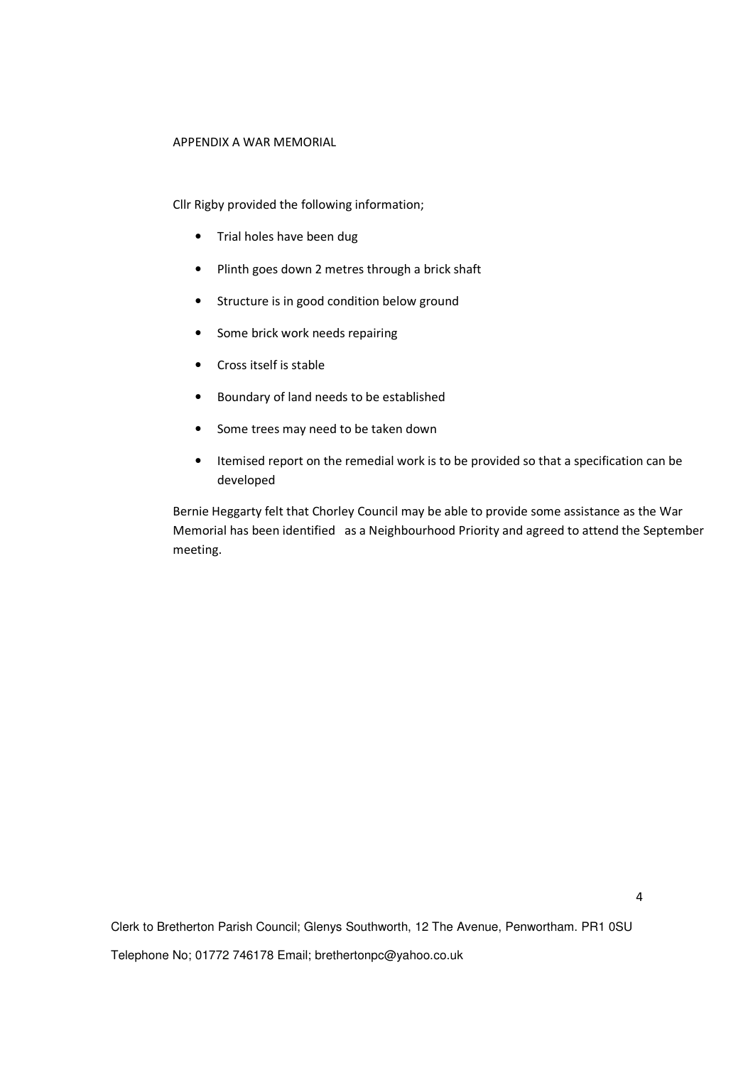## APPENDIX A WAR MEMORIAL

Cllr Rigby provided the following information;

- Trial holes have been dug
- Plinth goes down 2 metres through a brick shaft
- Structure is in good condition below ground
- Some brick work needs repairing
- Cross itself is stable
- Boundary of land needs to be established
- Some trees may need to be taken down
- Itemised report on the remedial work is to be provided so that a specification can be developed

Bernie Heggarty felt that Chorley Council may be able to provide some assistance as the War Memorial has been identified as a Neighbourhood Priority and agreed to attend the September meeting.